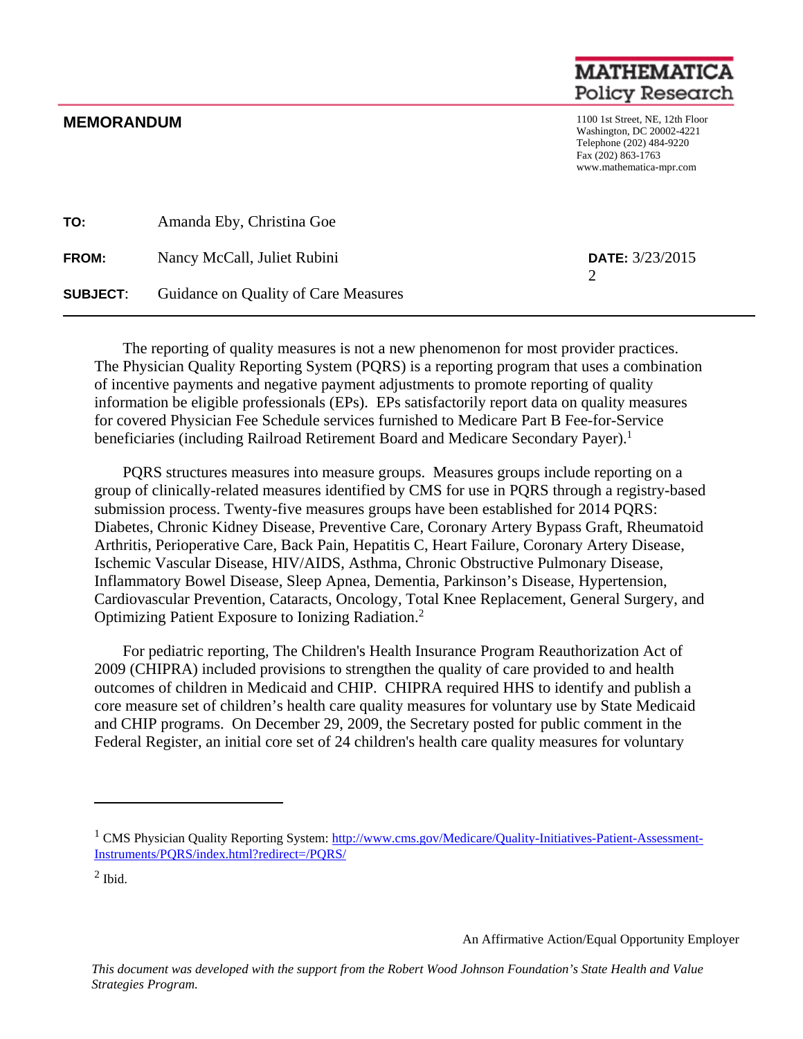MATHEMATICA
Policy Research

## MEMORANDUM

1100 1st Street, NE, 12th Floor
Washington, DC 20002-4221
Telephone (202) 484-9220
Fax (202) 863-1763
www.mathematica-mpr.com

**TO:** Amanda Eby, Christina Goe

**FROM:** Nancy McCall, Juliet Rubini **DATE:** 3/23/2015
2

**SUBJECT:** Guidance on Quality of Care Measures

---

The reporting of quality measures is not a new phenomenon for most provider practices. The Physician Quality Reporting System (PQRS) is a reporting program that uses a combination of incentive payments and negative payment adjustments to promote reporting of quality information be eligible professionals (EPs). EPs satisfactorily report data on quality measures for covered Physician Fee Schedule services furnished to Medicare Part B Fee-for-Service beneficiaries (including Railroad Retirement Board and Medicare Secondary Payer).[1]

PQRS structures measures into measure groups. Measures groups include reporting on a group of clinically-related measures identified by CMS for use in PQRS through a registry-based submission process. Twenty-five measures groups have been established for 2014 PQRS: Diabetes, Chronic Kidney Disease, Preventive Care, Coronary Artery Bypass Graft, Rheumatoid Arthritis, Perioperative Care, Back Pain, Hepatitis C, Heart Failure, Coronary Artery Disease, Ischemic Vascular Disease, HIV/AIDS, Asthma, Chronic Obstructive Pulmonary Disease, Inflammatory Bowel Disease, Sleep Apnea, Dementia, Parkinson's Disease, Hypertension, Cardiovascular Prevention, Cataracts, Oncology, Total Knee Replacement, General Surgery, and Optimizing Patient Exposure to Ionizing Radiation.[2]

For pediatric reporting, The Children's Health Insurance Program Reauthorization Act of 2009 (CHIPRA) included provisions to strengthen the quality of care provided to and health outcomes of children in Medicaid and CHIP. CHIPRA required HHS to identify and publish a core measure set of children's health care quality measures for voluntary use by State Medicaid and CHIP programs. On December 29, 2009, the Secretary posted for public comment in the Federal Register, an initial core set of 24 children's health care quality measures for voluntary

---

[1] CMS Physician Quality Reporting System: http://www.cms.gov/Medicare/Quality-Initiatives-Patient-Assessment-Instruments/PQRS/index.html?redirect=/PQRS/

[2] Ibid.

An Affirmative Action/Equal Opportunity Employer

*This document was developed with the support from the Robert Wood Johnson Foundation's State Health and Value Strategies Program.*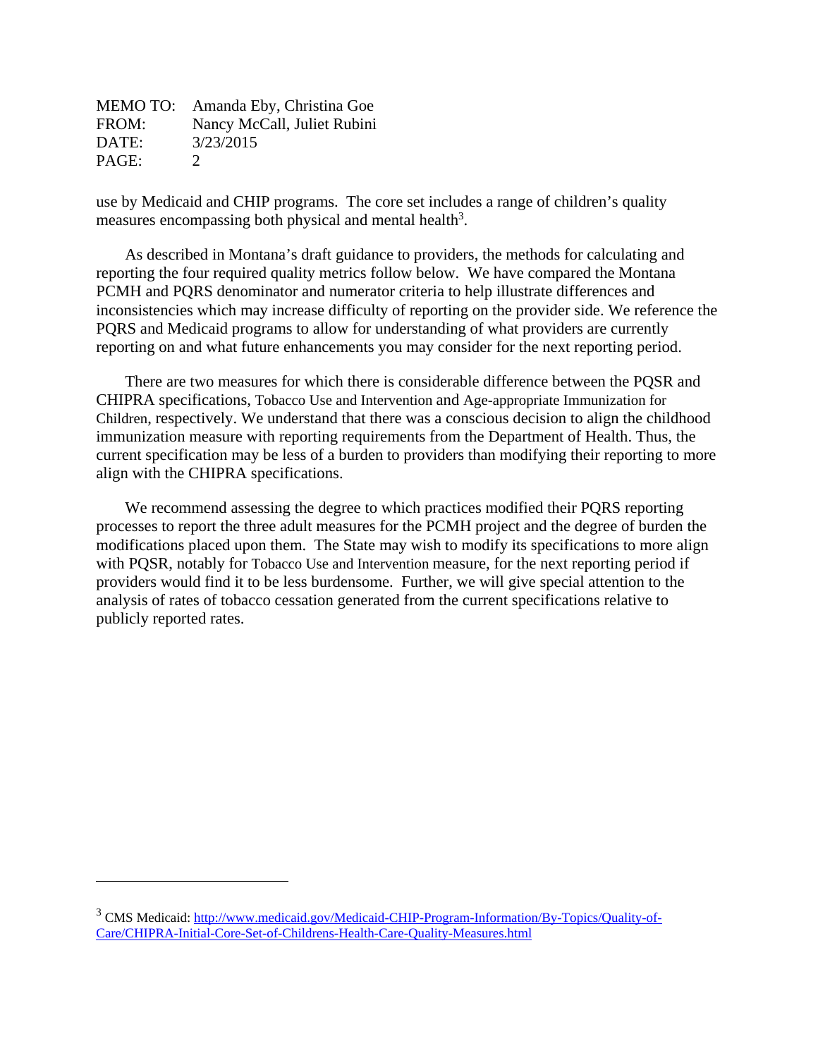use by Medicaid and CHIP programs. The core set includes a range of children's quality measures encompassing both physical and mental health[3].

As described in Montana's draft guidance to providers, the methods for calculating and reporting the four required quality metrics follow below. We have compared the Montana PCMH and PQRS denominator and numerator criteria to help illustrate differences and inconsistencies which may increase difficulty of reporting on the provider side. We reference the PQRS and Medicaid programs to allow for understanding of what providers are currently reporting on and what future enhancements you may consider for the next reporting period.

There are two measures for which there is considerable difference between the PQSR and CHIPRA specifications, Tobacco Use and Intervention and Age-appropriate Immunization for Children, respectively. We understand that there was a conscious decision to align the childhood immunization measure with reporting requirements from the Department of Health. Thus, the current specification may be less of a burden to providers than modifying their reporting to more align with the CHIPRA specifications.

We recommend assessing the degree to which practices modified their PQRS reporting processes to report the three adult measures for the PCMH project and the degree of burden the modifications placed upon them. The State may wish to modify its specifications to more align with PQSR, notably for Tobacco Use and Intervention measure, for the next reporting period if providers would find it to be less burdensome. Further, we will give special attention to the analysis of rates of tobacco cessation generated from the current specifications relative to publicly reported rates.

---

[3] CMS Medicaid: http://www.medicaid.gov/Medicaid-CHIP-Program-Information/By-Topics/Quality-of-Care/CHIPRA-Initial-Core-Set-of-Childrens-Health-Care-Quality-Measures.html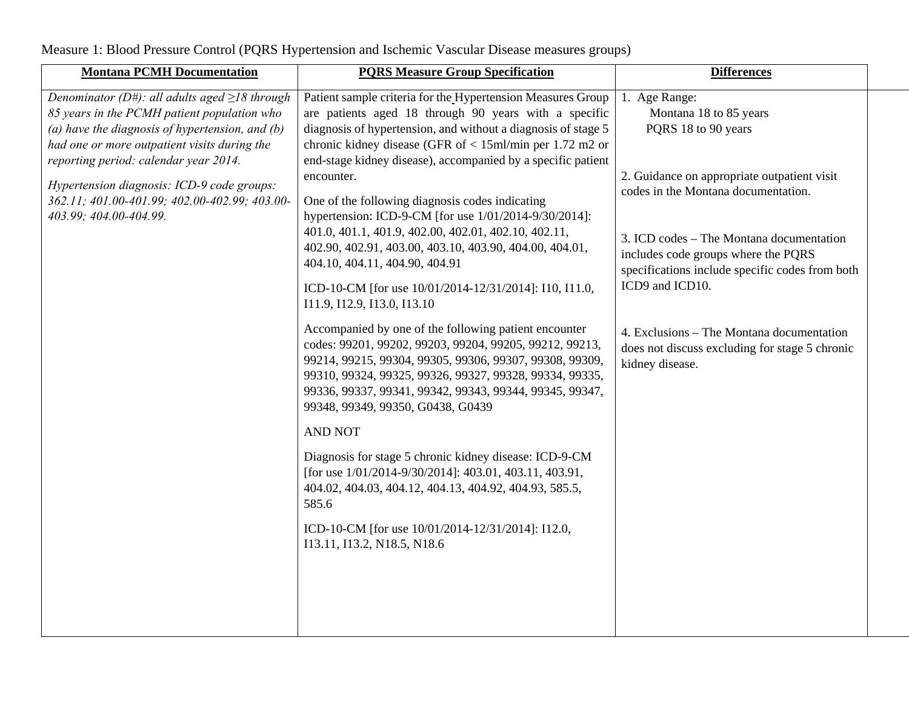Measure 1: Blood Pressure Control (PQRS Hypertension and Ischemic Vascular Disease measures groups)

| Montana PCMH Documentation | PQRS Measure Group Specification | Differences |
|---|---|---|
| *Denominator (D#): all adults aged ≥18 through 85 years in the PCMH patient population who (a) have the diagnosis of hypertension, and (b) had one or more outpatient visits during the reporting period: calendar year 2014.*<br><br>*Hypertension diagnosis: ICD-9 code groups: 362.11; 401.00-401.99; 402.00-402.99; 403.00-403.99; 404.00-404.99.* | Patient sample criteria for the Hypertension Measures Group are patients aged 18 through 90 years with a specific diagnosis of hypertension, and without a diagnosis of stage 5 chronic kidney disease (GFR of < 15ml/min per 1.72 m2 or end-stage kidney disease), accompanied by a specific patient encounter.<br><br>One of the following diagnosis codes indicating hypertension: ICD-9-CM [for use 1/01/2014-9/30/2014]: 401.0, 401.1, 401.9, 402.00, 402.01, 402.10, 402.11, 402.90, 402.91, 403.00, 403.10, 403.90, 404.00, 404.01, 404.10, 404.11, 404.90, 404.91<br><br>ICD-10-CM [for use 10/01/2014-12/31/2014]: I10, I11.0, I11.9, I12.9, I13.0, I13.10<br><br>Accompanied by one of the following patient encounter codes: 99201, 99202, 99203, 99204, 99205, 99212, 99213, 99214, 99215, 99304, 99305, 99306, 99307, 99308, 99309, 99310, 99324, 99325, 99326, 99327, 99328, 99334, 99335, 99336, 99337, 99341, 99342, 99343, 99344, 99345, 99347, 99348, 99349, 99350, G0438, G0439<br><br>AND NOT<br><br>Diagnosis for stage 5 chronic kidney disease: ICD-9-CM [for use 1/01/2014-9/30/2014]: 403.01, 403.11, 403.91, 404.02, 404.03, 404.12, 404.13, 404.92, 404.93, 585.5, 585.6<br><br>ICD-10-CM [for use 10/01/2014-12/31/2014]: I12.0, I13.11, I13.2, N18.5, N18.6 | 1. Age Range:<br>Montana 18 to 85 years<br>PQRS 18 to 90 years<br><br>2. Guidance on appropriate outpatient visit codes in the Montana documentation.<br><br>3. ICD codes – The Montana documentation includes code groups where the PQRS specifications include specific codes from both ICD9 and ICD10.<br><br>4. Exclusions – The Montana documentation does not discuss excluding for stage 5 chronic kidney disease. |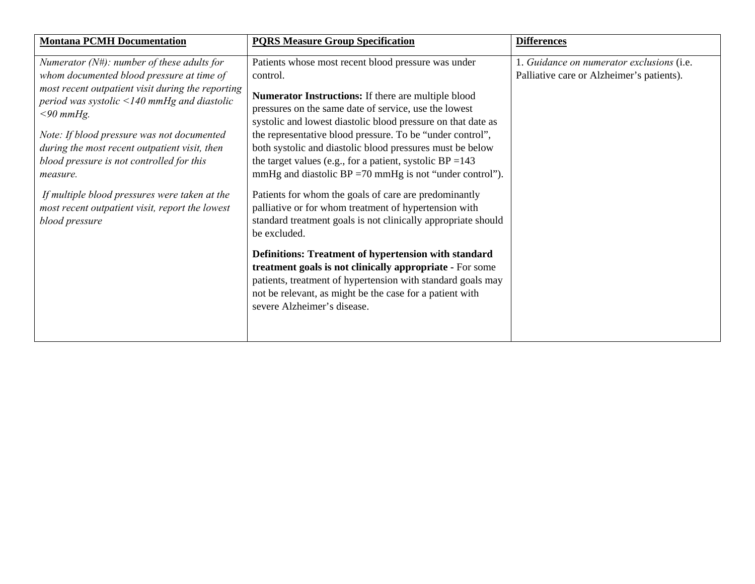| **Montana PCMH Documentation** | **PQRS Measure Group Specification** | **Differences** |
|---|---|---|
| *Numerator (N#): number of these adults for whom documented blood pressure at time of most recent outpatient visit during the reporting period was systolic <140 mmHg and diastolic <90 mmHg.*<br><br>*Note: If blood pressure was not documented during the most recent outpatient visit, then blood pressure is not controlled for this measure.*<br><br>*If multiple blood pressures were taken at the most recent outpatient visit, report the lowest blood pressure* | Patients whose most recent blood pressure was under control.<br><br>**Numerator Instructions:** If there are multiple blood pressures on the same date of service, use the lowest systolic and lowest diastolic blood pressure on that date as the representative blood pressure. To be “under control”, both systolic and diastolic blood pressures must be below the target values (e.g., for a patient, systolic BP =143 mmHg and diastolic BP =70 mmHg is not “under control”).<br><br>Patients for whom the goals of care are predominantly palliative or for whom treatment of hypertension with standard treatment goals is not clinically appropriate should be excluded.<br><br>**Definitions: Treatment of hypertension with standard treatment goals is not clinically appropriate -** For some patients, treatment of hypertension with standard goals may not be relevant, as might be the case for a patient with severe Alzheimer’s disease. | 1. *Guidance on numerator exclusions* (i.e. Palliative care or Alzheimer’s patients). |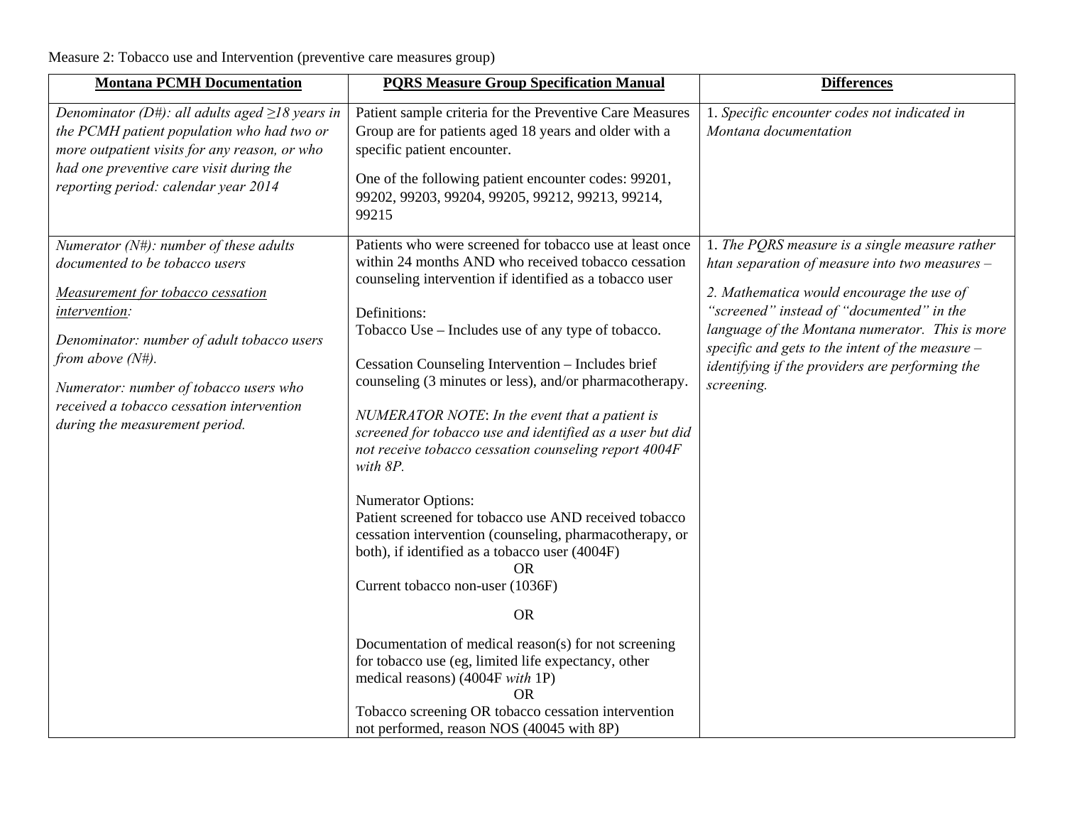Measure 2: Tobacco use and Intervention (preventive care measures group)

| **Montana PCMH Documentation** | **PQRS Measure Group Specification Manual** | **Differences** |
|---|---|---|
| *Denominator (D#): all adults aged ≥18 years in the PCMH patient population who had two or more outpatient visits for any reason, or who had one preventive care visit during the reporting period: calendar year 2014* | Patient sample criteria for the Preventive Care Measures Group are for patients aged 18 years and older with a specific patient encounter.<br><br>One of the following patient encounter codes: 99201, 99202, 99203, 99204, 99205, 99212, 99213, 99214, 99215 | 1. *Specific encounter codes not indicated in Montana documentation* |
| *Numerator (N#): number of these adults documented to be tobacco users*<br><br>*Measurement for tobacco cessation intervention:*<br><br>*Denominator: number of adult tobacco users from above (N#).*<br><br>*Numerator: number of tobacco users who received a tobacco cessation intervention during the measurement period.* | Patients who were screened for tobacco use at least once within 24 months AND who received tobacco cessation counseling intervention if identified as a tobacco user<br><br>Definitions:<br>Tobacco Use – Includes use of any type of tobacco.<br><br>Cessation Counseling Intervention – Includes brief counseling (3 minutes or less), and/or pharmacotherapy.<br><br>*NUMERATOR NOTE: In the event that a patient is screened for tobacco use and identified as a user but did not receive tobacco cessation counseling report 4004F with 8P.*<br><br>Numerator Options:<br>Patient screened for tobacco use AND received tobacco cessation intervention (counseling, pharmacotherapy, or both), if identified as a tobacco user (4004F)<br>OR<br>Current tobacco non-user (1036F)<br>OR<br>Documentation of medical reason(s) for not screening for tobacco use (eg, limited life expectancy, other medical reasons) (4004F *with* 1P)<br>OR<br>Tobacco screening OR tobacco cessation intervention not performed, reason NOS (40045 with 8P) | 1. *The PQRS measure is a single measure rather htan separation of measure into two measures –*<br><br>2. *Mathematica would encourage the use of "screened" instead of "documented" in the language of the Montana numerator. This is more specific and gets to the intent of the measure – identifying if the providers are performing the screening.* |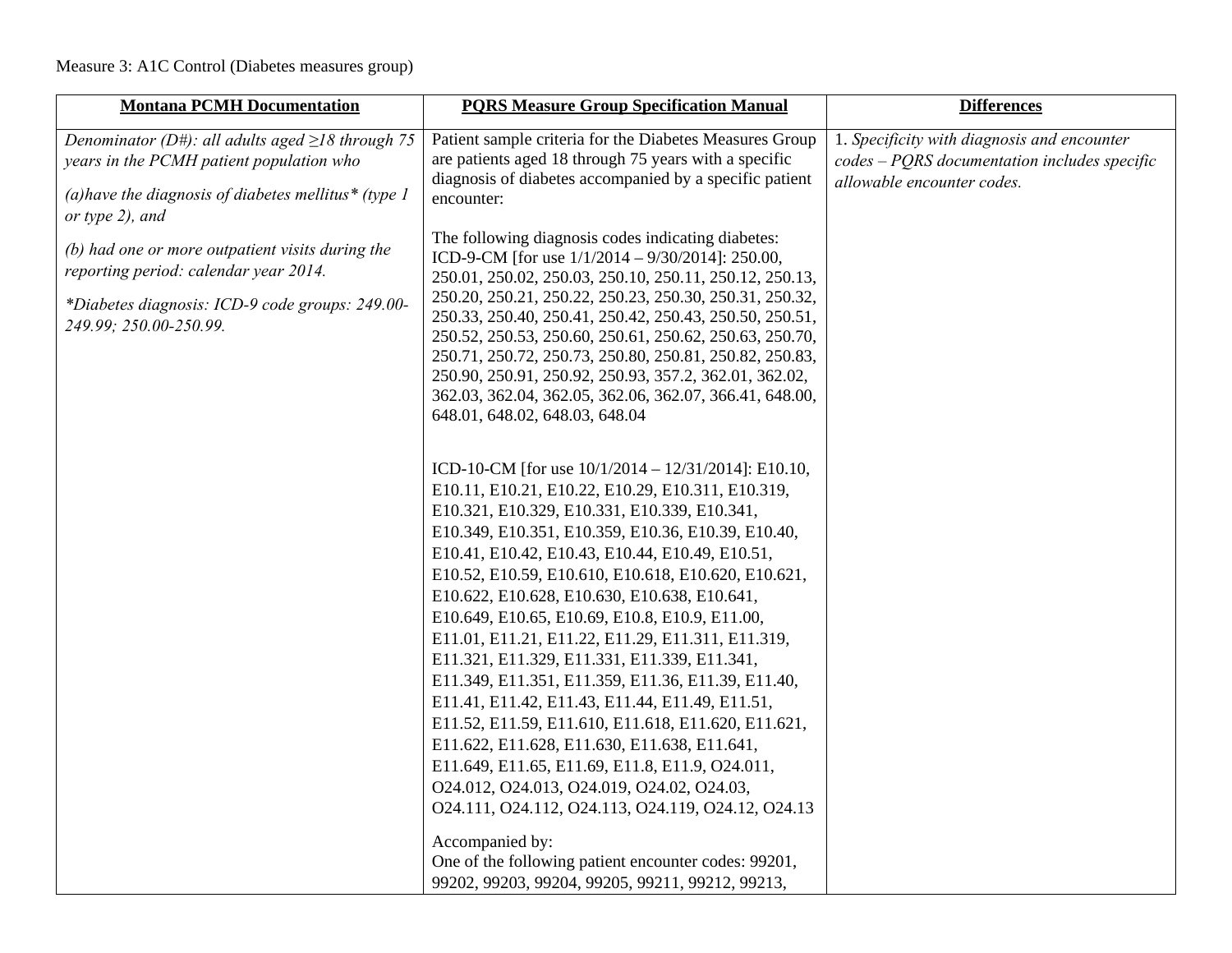Measure 3: A1C Control (Diabetes measures group)

| **Montana PCMH Documentation** | **PQRS Measure Group Specification Manual** | **Differences** |
|---|---|---|
| *Denominator (D#): all adults aged ≥18 through 75 years in the PCMH patient population who*<br><br>*(a)have the diagnosis of diabetes mellitus* (type 1 or type 2), and*<br><br>*(b) had one or more outpatient visits during the reporting period: calendar year 2014.*<br><br>**Diabetes diagnosis: ICD-9 code groups: 249.00-249.99; 250.00-250.99.* | Patient sample criteria for the Diabetes Measures Group are patients aged 18 through 75 years with a specific diagnosis of diabetes accompanied by a specific patient encounter:<br><br>The following diagnosis codes indicating diabetes: ICD-9-CM [for use 1/1/2014 – 9/30/2014]: 250.00, 250.01, 250.02, 250.03, 250.10, 250.11, 250.12, 250.13, 250.20, 250.21, 250.22, 250.23, 250.30, 250.31, 250.32, 250.33, 250.40, 250.41, 250.42, 250.43, 250.50, 250.51, 250.52, 250.53, 250.60, 250.61, 250.62, 250.63, 250.70, 250.71, 250.72, 250.73, 250.80, 250.81, 250.82, 250.83, 250.90, 250.91, 250.92, 250.93, 357.2, 362.01, 362.02, 362.03, 362.04, 362.05, 362.06, 362.07, 366.41, 648.00, 648.01, 648.02, 648.03, 648.04<br><br>ICD-10-CM [for use 10/1/2014 – 12/31/2014]: E10.10, E10.11, E10.21, E10.22, E10.29, E10.311, E10.319, E10.321, E10.329, E10.331, E10.339, E10.341, E10.349, E10.351, E10.359, E10.36, E10.39, E10.40, E10.41, E10.42, E10.43, E10.44, E10.49, E10.51, E10.52, E10.59, E10.610, E10.618, E10.620, E10.621, E10.622, E10.628, E10.630, E10.638, E10.641, E10.649, E10.65, E10.69, E10.8, E10.9, E11.00, E11.01, E11.21, E11.22, E11.29, E11.311, E11.319, E11.321, E11.329, E11.331, E11.339, E11.341, E11.349, E11.351, E11.359, E11.36, E11.39, E11.40, E11.41, E11.42, E11.43, E11.44, E11.49, E11.51, E11.52, E11.59, E11.610, E11.618, E11.620, E11.621, E11.622, E11.628, E11.630, E11.638, E11.641, E11.649, E11.65, E11.69, E11.8, E11.9, O24.011, O24.012, O24.013, O24.019, O24.02, O24.03, O24.111, O24.112, O24.113, O24.119, O24.12, O24.13<br><br>Accompanied by:<br>One of the following patient encounter codes: 99201, 99202, 99203, 99204, 99205, 99211, 99212, 99213, | 1. *Specificity with diagnosis and encounter codes – PQRS documentation includes specific allowable encounter codes.* |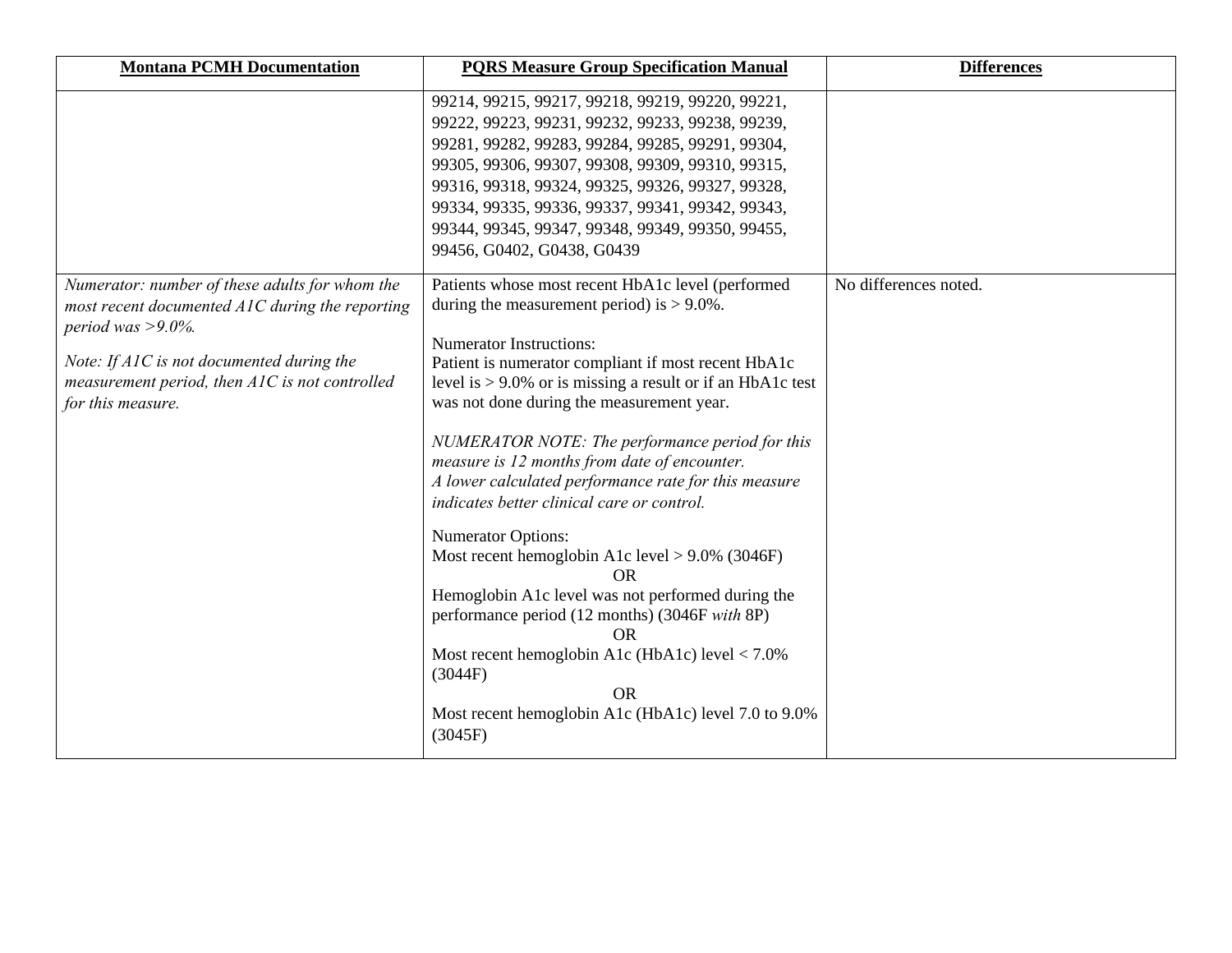| **Montana PCMH Documentation** | **PQRS Measure Group Specification Manual** | **Differences** |
|---|---|---|
| | 99214, 99215, 99217, 99218, 99219, 99220, 99221, 99222, 99223, 99231, 99232, 99233, 99238, 99239, 99281, 99282, 99283, 99284, 99285, 99291, 99304, 99305, 99306, 99307, 99308, 99309, 99310, 99315, 99316, 99318, 99324, 99325, 99326, 99327, 99328, 99334, 99335, 99336, 99337, 99341, 99342, 99343, 99344, 99345, 99347, 99348, 99349, 99350, 99455, 99456, G0402, G0438, G0439 | |
| *Numerator: number of these adults for whom the most recent documented A1C during the reporting period was >9.0%.*<br><br>*Note: If A1C is not documented during the measurement period, then A1C is not controlled for this measure.* | Patients whose most recent HbA1c level (performed during the measurement period) is > 9.0%.<br><br>Numerator Instructions:<br>Patient is numerator compliant if most recent HbA1c level is > 9.0% or is missing a result or if an HbA1c test was not done during the measurement year.<br><br>*NUMERATOR NOTE: The performance period for this measure is 12 months from date of encounter.*<br>*A lower calculated performance rate for this measure indicates better clinical care or control.*<br><br>Numerator Options:<br>Most recent hemoglobin A1c level > 9.0% (3046F)<br>OR<br>Hemoglobin A1c level was not performed during the performance period (12 months) (3046F *with* 8P)<br>OR<br>Most recent hemoglobin A1c (HbA1c) level < 7.0% (3044F)<br>OR<br>Most recent hemoglobin A1c (HbA1c) level 7.0 to 9.0% (3045F) | No differences noted. |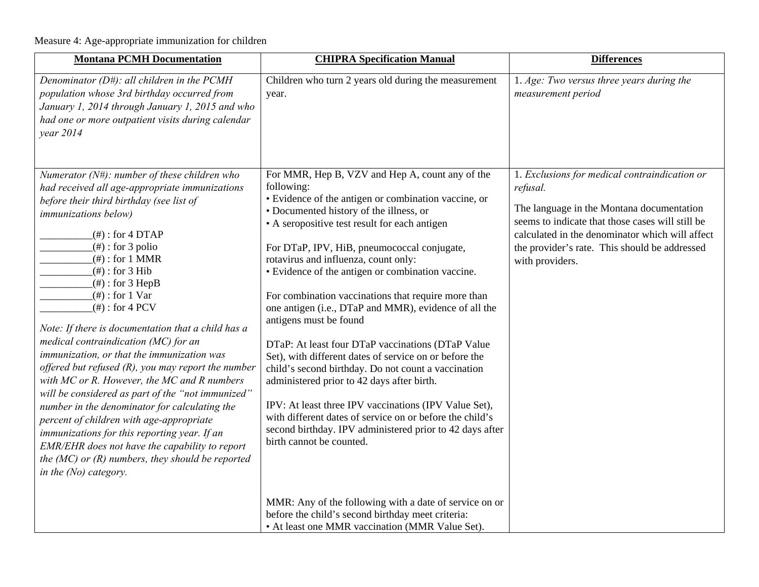Measure 4: Age-appropriate immunization for children

| **Montana PCMH Documentation** | **CHIPRA Specification Manual** | **Differences** |
| --- | --- | --- |
| *Denominator (D#): all children in the PCMH population whose 3rd birthday occurred from January 1, 2014 through January 1, 2015 and who had one or more outpatient visits during calendar year 2014* | Children who turn 2 years old during the measurement year. | 1. *Age: Two versus three years during the measurement period* |
| *Numerator (N#): number of these children who had received all age-appropriate immunizations before their third birthday (see list of immunizations below)*<br><br>__________(#) : for 4 DTAP<br>__________(#) : for 3 polio<br>__________(#) : for 1 MMR<br>__________(#) : for 3 Hib<br>__________(#) : for 3 HepB<br>__________(#) : for 1 Var<br>__________(#) : for 4 PCV<br><br>*Note: If there is documentation that a child has a medical contraindication (MC) for an immunization, or that the immunization was offered but refused (R), you may report the number with MC or R. However, the MC and R numbers will be considered as part of the "not immunized" number in the denominator for calculating the percent of children with age-appropriate immunizations for this reporting year. If an EMR/EHR does not have the capability to report the (MC) or (R) numbers, they should be reported in the (No) category.* | For MMR, Hep B, VZV and Hep A, count any of the following:<br>• Evidence of the antigen or combination vaccine, or<br>• Documented history of the illness, or<br>• A seropositive test result for each antigen<br><br>For DTaP, IPV, HiB, pneumococcal conjugate, rotavirus and influenza, count only:<br>• Evidence of the antigen or combination vaccine.<br><br>For combination vaccinations that require more than one antigen (i.e., DTaP and MMR), evidence of all the antigens must be found<br><br>DTaP: At least four DTaP vaccinations (DTaP Value Set), with different dates of service on or before the child's second birthday. Do not count a vaccination administered prior to 42 days after birth.<br><br>IPV: At least three IPV vaccinations (IPV Value Set), with different dates of service on or before the child's second birthday. IPV administered prior to 42 days after birth cannot be counted.<br><br>MMR: Any of the following with a date of service on or before the child's second birthday meet criteria:<br>• At least one MMR vaccination (MMR Value Set). | 1. *Exclusions for medical contraindication or refusal.*<br><br>The language in the Montana documentation seems to indicate that those cases will still be calculated in the denominator which will affect the provider's rate. This should be addressed with providers. |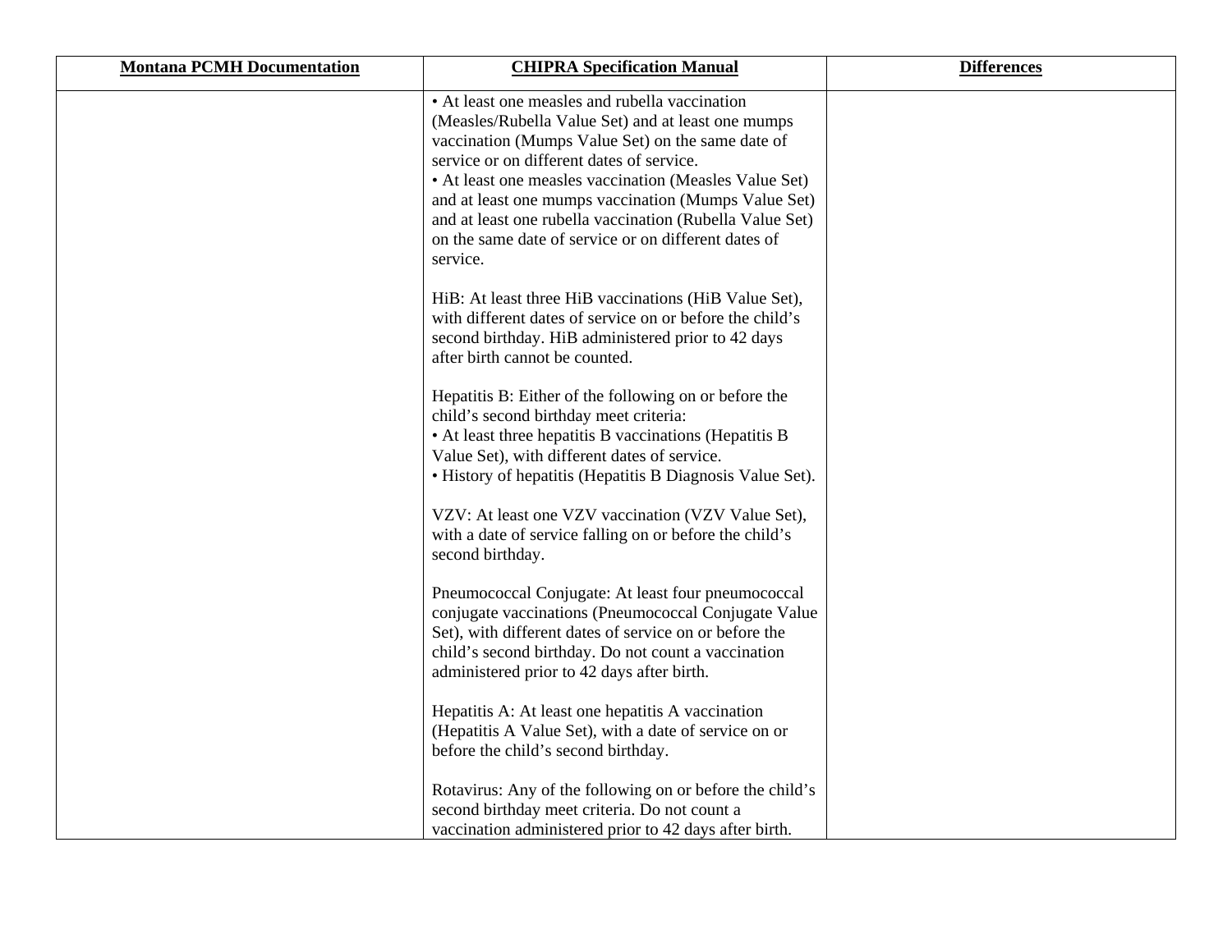| Montana PCMH Documentation | CHIPRA Specification Manual | Differences |
| --- | --- | --- |
| | • At least one measles and rubella vaccination (Measles/Rubella Value Set) and at least one mumps vaccination (Mumps Value Set) on the same date of service or on different dates of service.<br>• At least one measles vaccination (Measles Value Set) and at least one mumps vaccination (Mumps Value Set) and at least one rubella vaccination (Rubella Value Set) on the same date of service or on different dates of service.<br><br>HiB: At least three HiB vaccinations (HiB Value Set), with different dates of service on or before the child's second birthday. HiB administered prior to 42 days after birth cannot be counted.<br><br>Hepatitis B: Either of the following on or before the child's second birthday meet criteria:<br>• At least three hepatitis B vaccinations (Hepatitis B Value Set), with different dates of service.<br>• History of hepatitis (Hepatitis B Diagnosis Value Set).<br><br>VZV: At least one VZV vaccination (VZV Value Set), with a date of service falling on or before the child's second birthday.<br><br>Pneumococcal Conjugate: At least four pneumococcal conjugate vaccinations (Pneumococcal Conjugate Value Set), with different dates of service on or before the child's second birthday. Do not count a vaccination administered prior to 42 days after birth.<br><br>Hepatitis A: At least one hepatitis A vaccination (Hepatitis A Value Set), with a date of service on or before the child's second birthday.<br><br>Rotavirus: Any of the following on or before the child's second birthday meet criteria. Do not count a vaccination administered prior to 42 days after birth. | |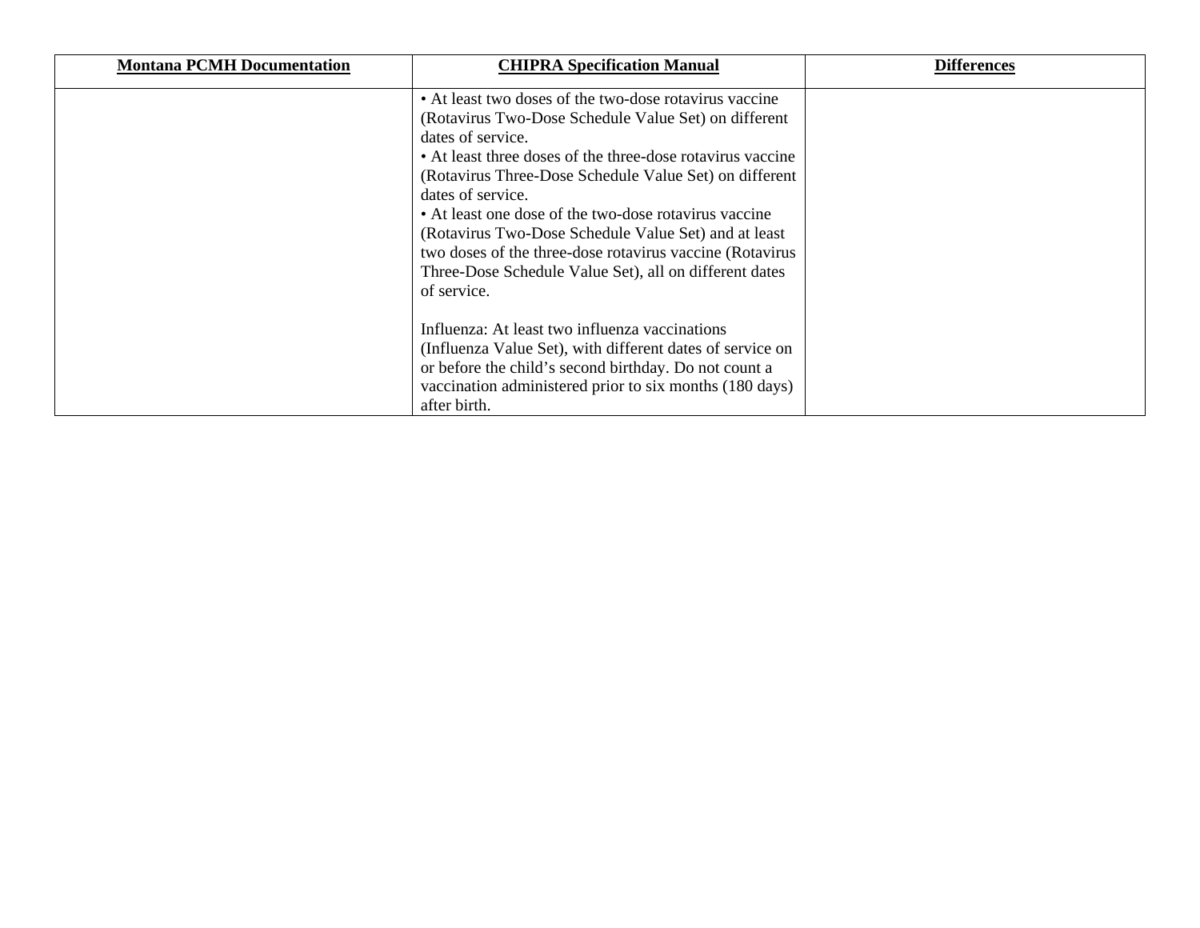| Montana PCMH Documentation | CHIPRA Specification Manual | Differences |
|---|---|---|
| | • At least two doses of the two-dose rotavirus vaccine (Rotavirus Two-Dose Schedule Value Set) on different dates of service.<br>• At least three doses of the three-dose rotavirus vaccine (Rotavirus Three-Dose Schedule Value Set) on different dates of service.<br>• At least one dose of the two-dose rotavirus vaccine (Rotavirus Two-Dose Schedule Value Set) and at least two doses of the three-dose rotavirus vaccine (Rotavirus Three-Dose Schedule Value Set), all on different dates of service.<br><br>Influenza: At least two influenza vaccinations (Influenza Value Set), with different dates of service on or before the child's second birthday. Do not count a vaccination administered prior to six months (180 days) after birth. | |